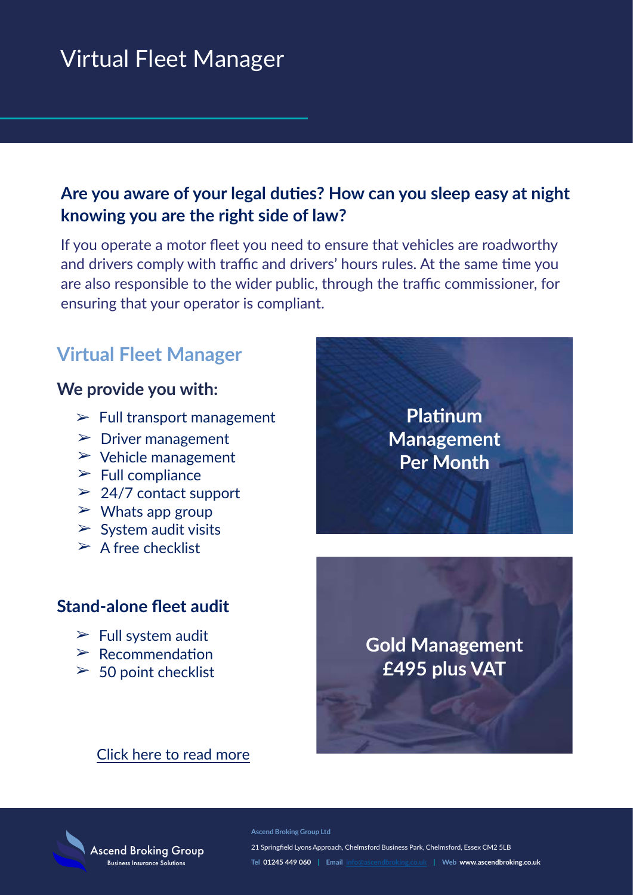# Virtual Fleet Manager

**Are you aware of your legal duties? How can you sleep easy at night knowing you are the right side of law?**

If you operate a motor fleet you need to ensure that vehicles are roadworthy and drivers comply with traffic and drivers' hours rules. At the same time you are also responsible to the wider public, through the traffic commissioner, for ensuring that your operator is compliant.

## Virtual Fleet Manager

### We provide you with:

- Full transport management
- Driver management
- Vehicle management
- Full compliance
- 24/7 contact support
- Whats app group
- System audit visits
- A free checklist

### Stand-alone fleet audit

- Full system audit
- Recommendation
- 50 point checklist

Click here to read more

**Platinum Management Per Month**

**Gold Management £495 plus VAT**

Ascend Broking Group
Business Insurance Solutions

Ascend Broking Group Ltd

21 Springfield Lyons Approach, Chelmsford Business Park, Chelmsford, Essex CM2 5LB

Tel 01245 449 060 | Email info@ascendbroking.co.uk | Web www.ascendbroking.co.uk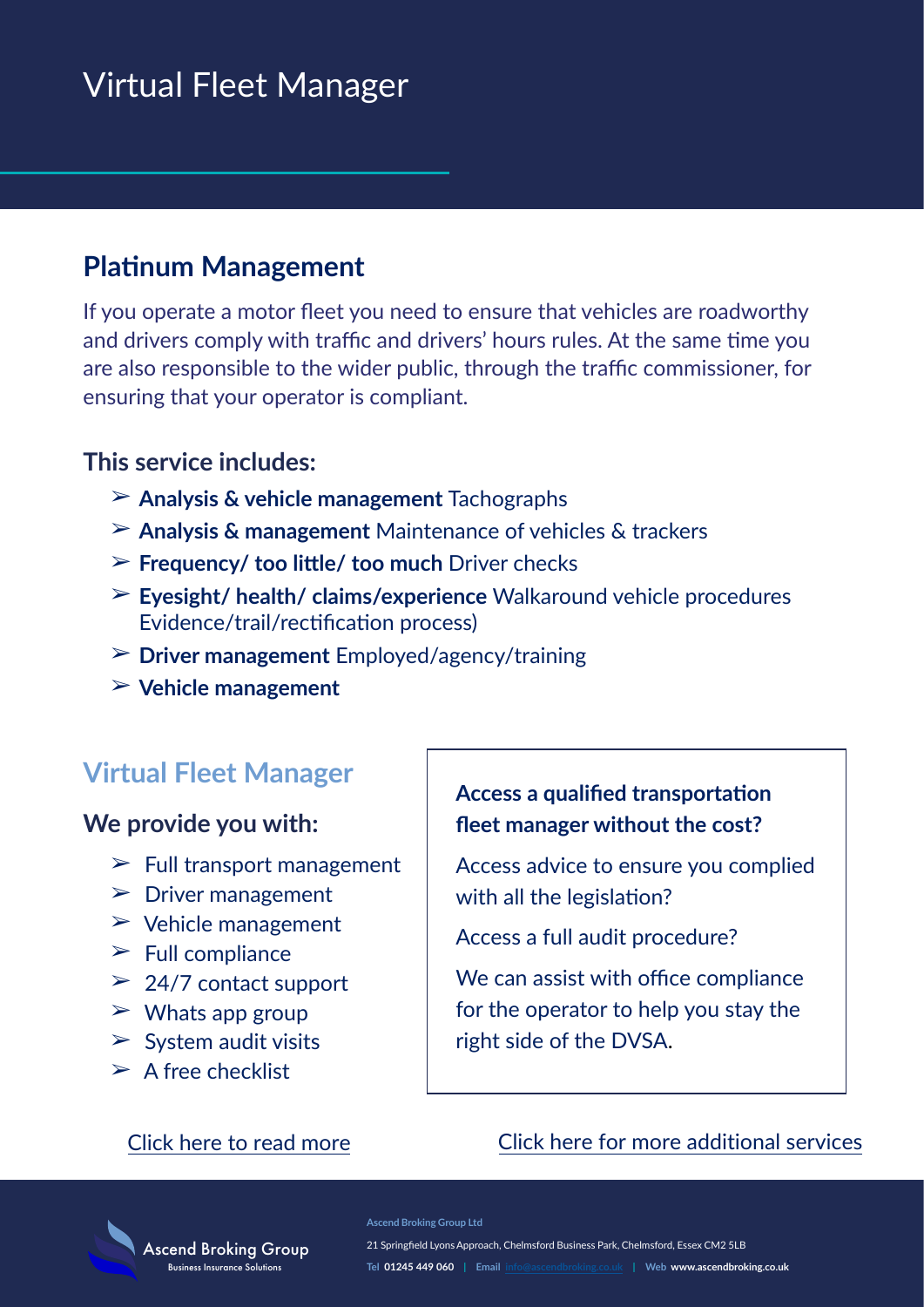# Virtual Fleet Manager

## Platinum Management

If you operate a motor fleet you need to ensure that vehicles are roadworthy and drivers comply with traffic and drivers' hours rules. At the same time you are also responsible to the wider public, through the traffic commissioner, for ensuring that your operator is compliant.

### This service includes:

- **Analysis & vehicle management** Tachographs
- **Analysis & management** Maintenance of vehicles & trackers
- **Frequency/ too little/ too much** Driver checks
- **Eyesight/ health/ claims/experience** Walkaround vehicle procedures Evidence/trail/rectification process)
- **Driver management** Employed/agency/training
- **Vehicle management**

## Virtual Fleet Manager

### We provide you with:

- Full transport management
- Driver management
- Vehicle management
- Full compliance
- 24/7 contact support
- Whats app group
- System audit visits
- A free checklist

**Access a qualified transportation fleet manager without the cost?**

Access advice to ensure you complied with all the legislation?

Access a full audit procedure?

We can assist with office compliance for the operator to help you stay the right side of the DVSA.

Click here to read more

Click here for more additional services

Ascend Broking Group
Business Insurance Solutions

**Ascend Broking Group Ltd**

21 Springfield Lyons Approach, Chelmsford Business Park, Chelmsford, Essex CM2 5LB

**Tel** 01245 449 060 | **Email** info@ascendbroking.co.uk | **Web** www.ascendbroking.co.uk